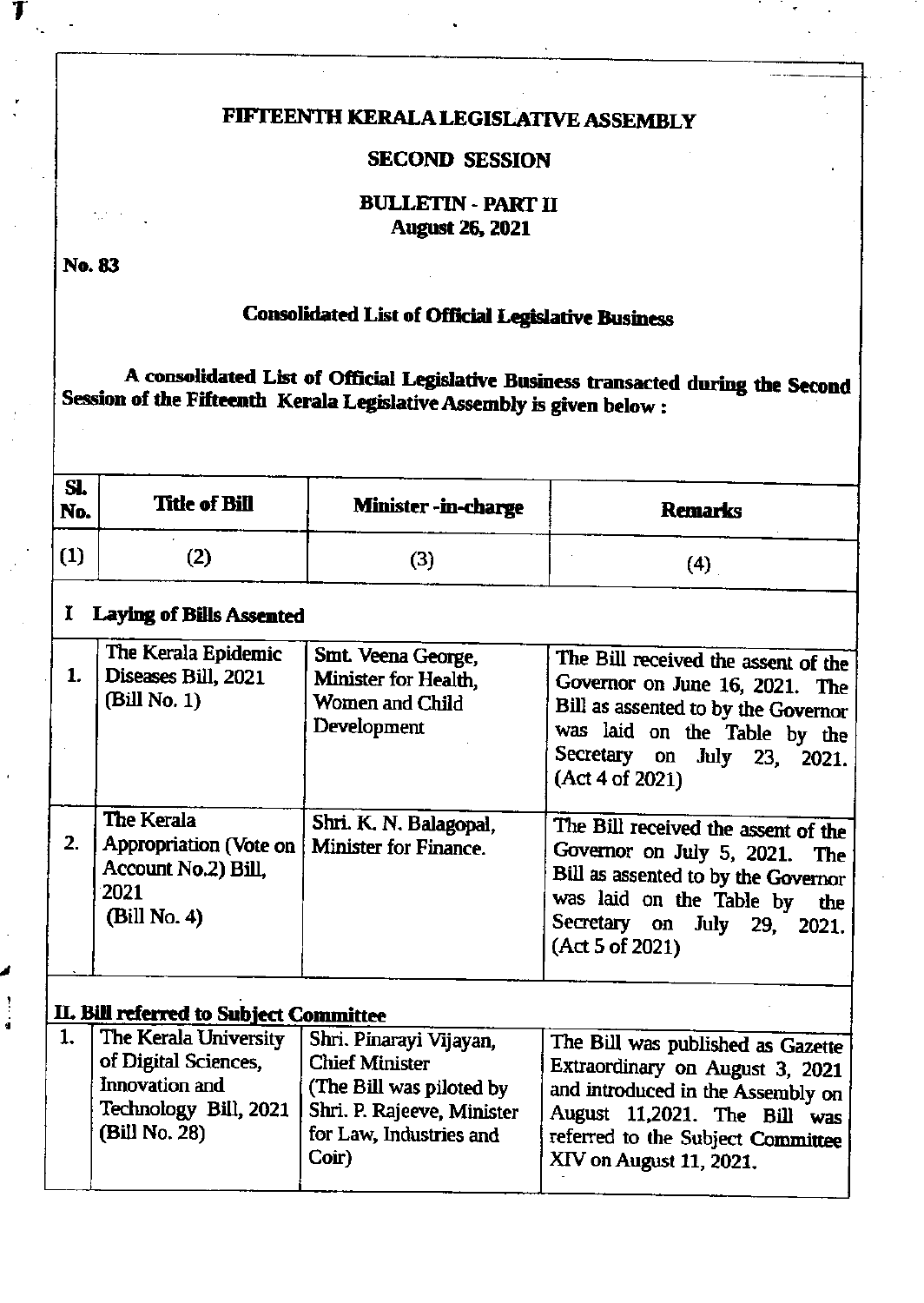# FIFTEENTH KERALA LEGISLATIVE ASSEMBLY

## SECOND SESSION

### BULLETIN - PART II
**August 26, 2021**

**No. 83**

### Consolidated List of Official Legislative Business

**A consolidated List of Official Legislative Business transacted during the Second Session of the Fifteenth Kerala Legislative Assembly is given below :**

| Sl. No. | Title of Bill | Minister -in-charge | Remarks |
|---|---|---|---|
| (1) | (2) | (3) | (4) |
| **I** | **Laying of Bills Assented** | | |
| 1. | The Kerala Epidemic Diseases Bill, 2021 (Bill No. 1) | Smt. Veena George, Minister for Health, Women and Child Development | The Bill received the assent of the Governor on June 16, 2021. The Bill as assented to by the Governor was laid on the Table by the Secretary on July 23, 2021. (Act 4 of 2021) |
| 2. | The Kerala Appropriation (Vote on Account No.2) Bill, 2021 (Bill No. 4) | Shri. K. N. Balagopal, Minister for Finance. | The Bill received the assent of the Governor on July 5, 2021. The Bill as assented to by the Governor was laid on the Table by the Secretary on July 29, 2021. (Act 5 of 2021) |
| **II.** | **Bill referred to Subject Committee** | | |
| 1. | The Kerala University of Digital Sciences, Innovation and Technology Bill, 2021 (Bill No. 28) | Shri. Pinarayi Vijayan, Chief Minister (The Bill was piloted by Shri. P. Rajeeve, Minister for Law, Industries and Coir) | The Bill was published as Gazette Extraordinary on August 3, 2021 and introduced in the Assembly on August 11,2021. The Bill was referred to the Subject Committee XIV on August 11, 2021. |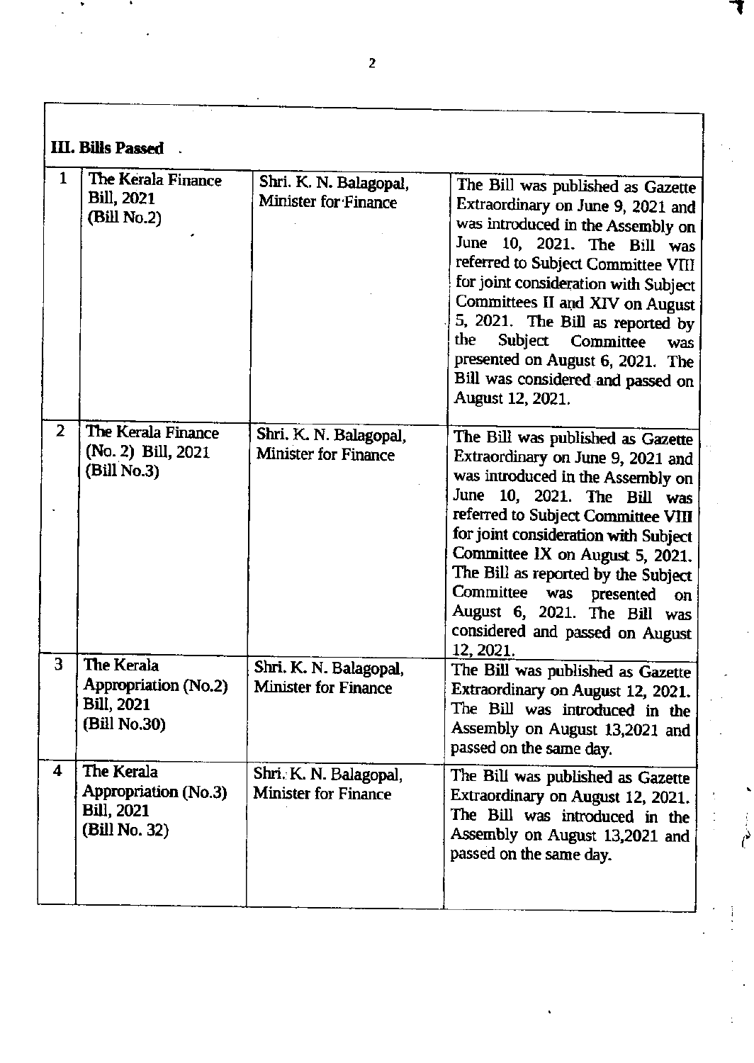### III. Bills Passed .

| | | | |
|---|---|---|---|
| 1 | The Kerala Finance Bill, 2021 (Bill No.2) | Shri. K. N. Balagopal, Minister for Finance | The Bill was published as Gazette Extraordinary on June 9, 2021 and was introduced in the Assembly on June 10, 2021. The Bill was referred to Subject Committee VIII for joint consideration with Subject Committees II and XIV on August 5, 2021. The Bill as reported by the Subject Committee was presented on August 6, 2021. The Bill was considered and passed on August 12, 2021. |
| 2 | The Kerala Finance (No. 2) Bill, 2021 (Bill No.3) | Shri. K. N. Balagopal, Minister for Finance | The Bill was published as Gazette Extraordinary on June 9, 2021 and was introduced in the Assembly on June 10, 2021. The Bill was referred to Subject Committee VIII for joint consideration with Subject Committee IX on August 5, 2021. The Bill as reported by the Subject Committee was presented on August 6, 2021. The Bill was considered and passed on August 12, 2021. |
| 3 | The Kerala Appropriation (No.2) Bill, 2021 (Bill No.30) | Shri. K. N. Balagopal, Minister for Finance | The Bill was published as Gazette Extraordinary on August 12, 2021. The Bill was introduced in the Assembly on August 13,2021 and passed on the same day. |
| 4 | The Kerala Appropriation (No.3) Bill, 2021 (Bill No. 32) | Shri. K. N. Balagopal, Minister for Finance | The Bill was published as Gazette Extraordinary on August 12, 2021. The Bill was introduced in the Assembly on August 13,2021 and passed on the same day. |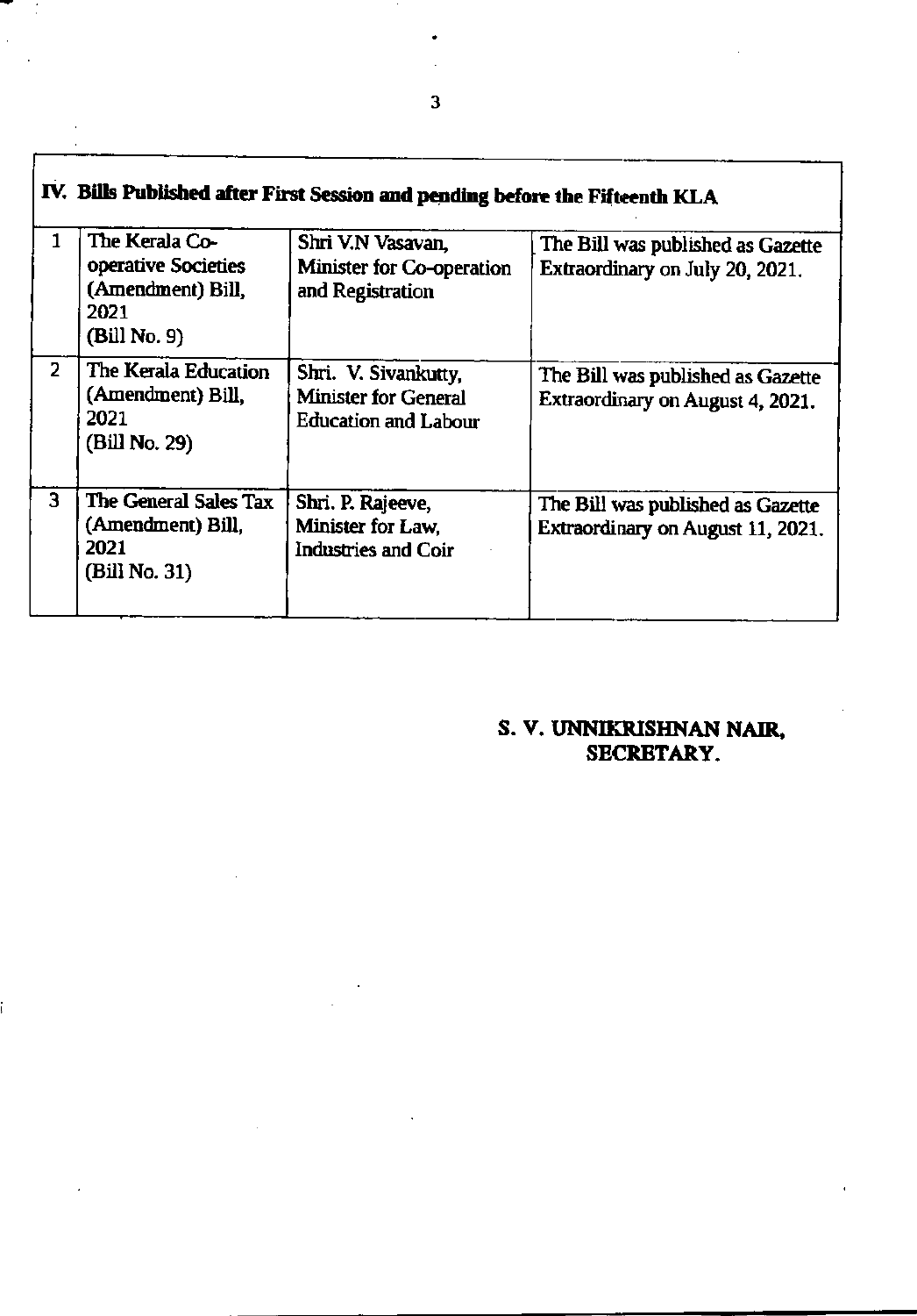| IV. Bills Published after First Session and pending before the Fifteenth KLA | | | |
|---|---|---|---|
| 1 | The Kerala Co-operative Societies (Amendment) Bill, 2021 (Bill No. 9) | Shri V.N Vasavan, Minister for Co-operation and Registration | The Bill was published as Gazette Extraordinary on July 20, 2021. |
| 2 | The Kerala Education (Amendment) Bill, 2021 (Bill No. 29) | Shri. V. Sivankutty, Minister for General Education and Labour | The Bill was published as Gazette Extraordinary on August 4, 2021. |
| 3 | The General Sales Tax (Amendment) Bill, 2021 (Bill No. 31) | Shri. P. Rajeeve, Minister for Law, Industries and Coir | The Bill was published as Gazette Extraordinary on August 11, 2021. |

**S. V. UNNIKRISHNAN NAIR,**
**SECRETARY.**